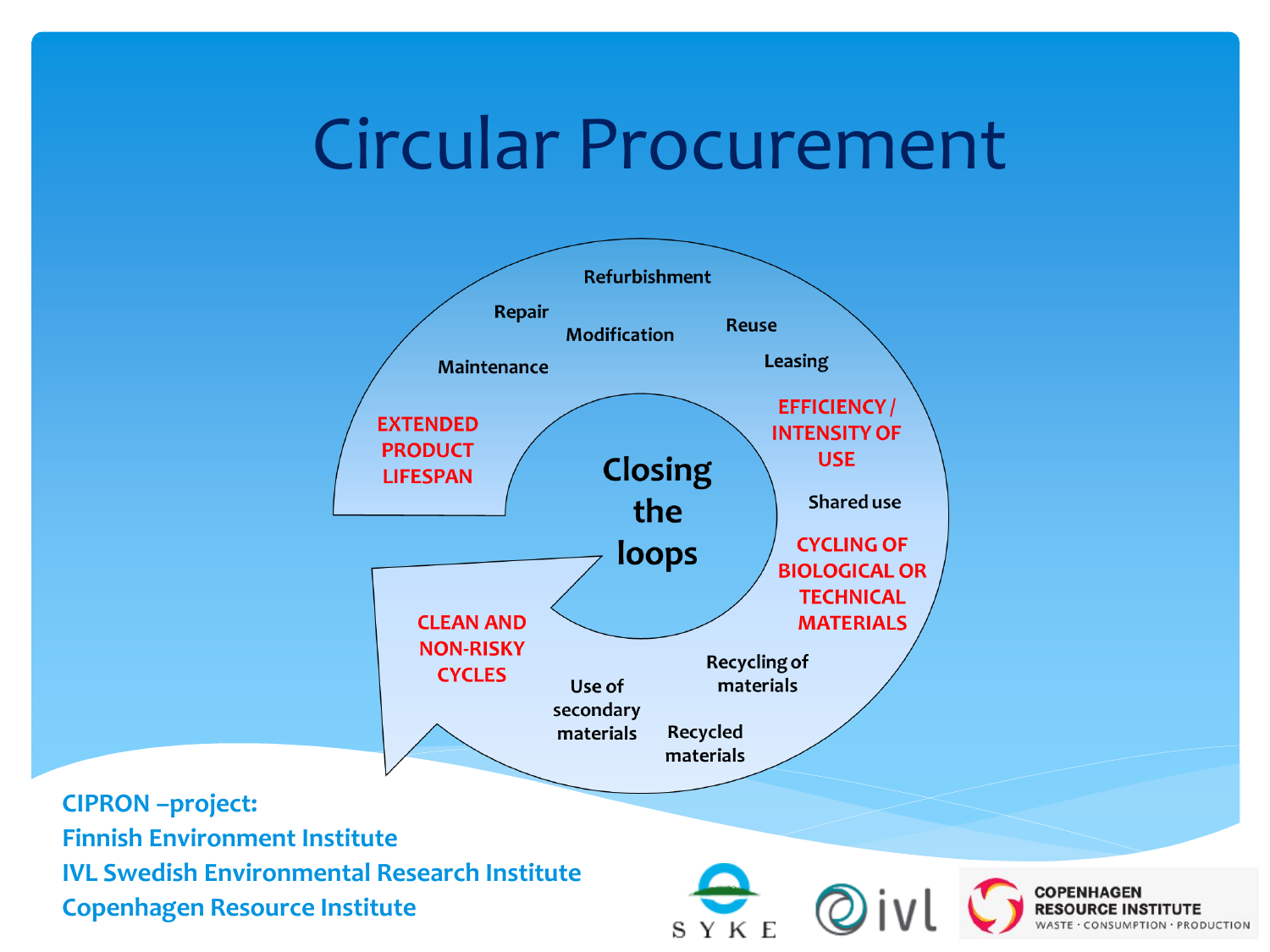# Circular Procurement

Closing the loops

EXTENDED PRODUCT LIFESPAN

- Maintenance
- Repair
- Modification
- Refurbishment
- Reuse
- Leasing

EFFICIENCY / INTENSITY OF USE

- Shared use

CYCLING OF BIOLOGICAL OR TECHNICAL MATERIALS

- Recycling of materials
- Recycled materials
- Use of secondary materials

CLEAN AND NON-RISKY CYCLES

**CIPRON –project:**
**Finnish Environment Institute**
**IVL Swedish Environmental Research Institute**
**Copenhagen Resource Institute**

SYKE

ivl

COPENHAGEN RESOURCE INSTITUTE
WASTE · CONSUMPTION · PRODUCTION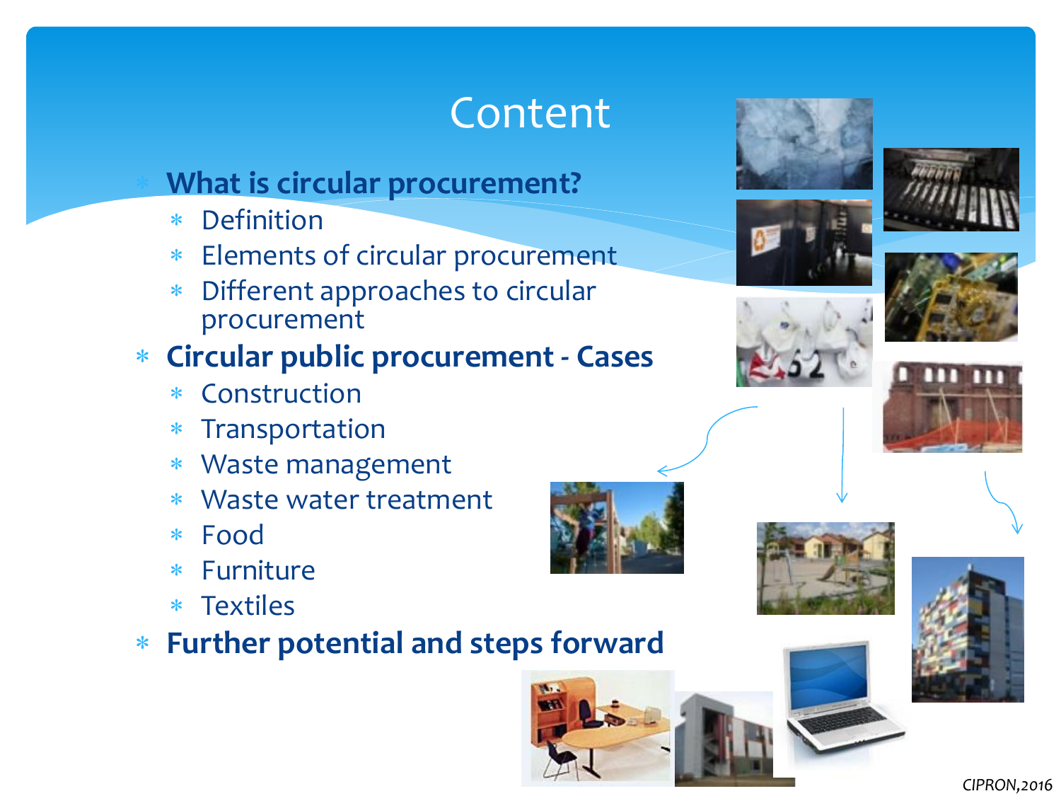# Content

- **What is circular procurement?**
  - Definition
  - Elements of circular procurement
  - Different approaches to circular procurement
- **Circular public procurement - Cases**
  - Construction
  - Transportation
  - Waste management
  - Waste water treatment
  - Food
  - Furniture
  - Textiles
- **Further potential and steps forward**

*CIPRON,2016*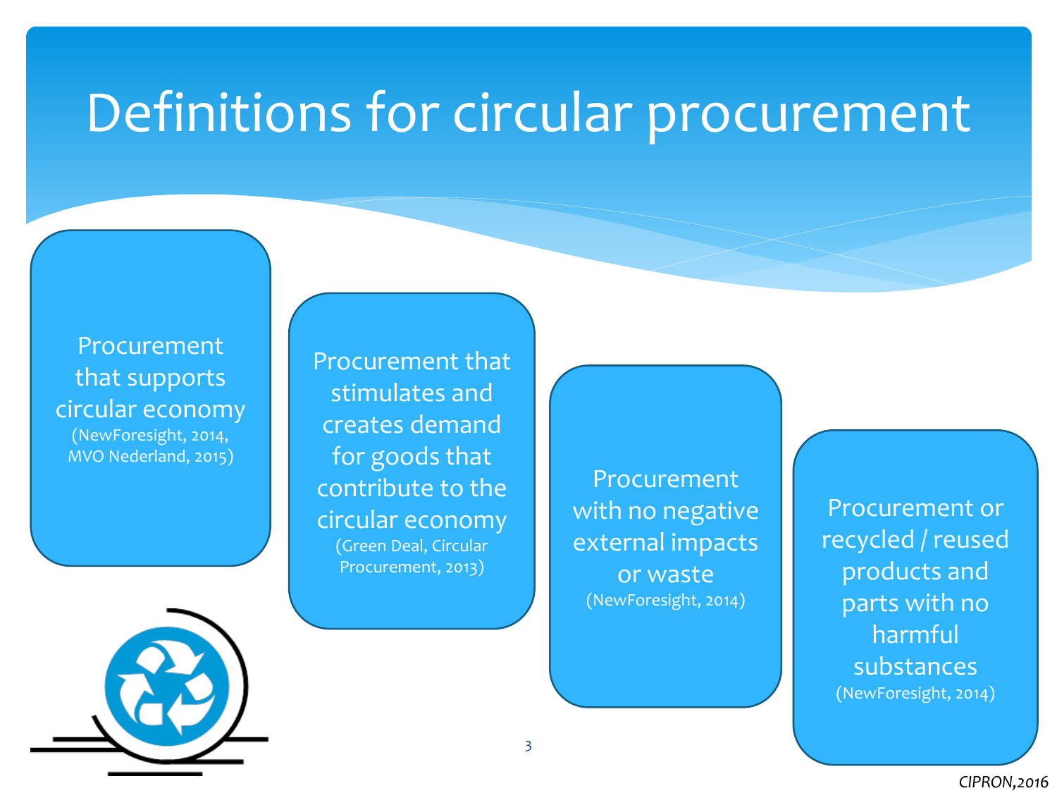# Definitions for circular procurement

- Procurement that supports circular economy (NewForesight, 2014, MVO Nederland, 2015)
- Procurement that stimulates and creates demand for goods that contribute to the circular economy (Green Deal, Circular Procurement, 2013)
- Procurement with no negative external impacts or waste (NewForesight, 2014)
- Procurement or recycled / reused products and parts with no harmful substances (NewForesight, 2014)

*CIPRON,2016*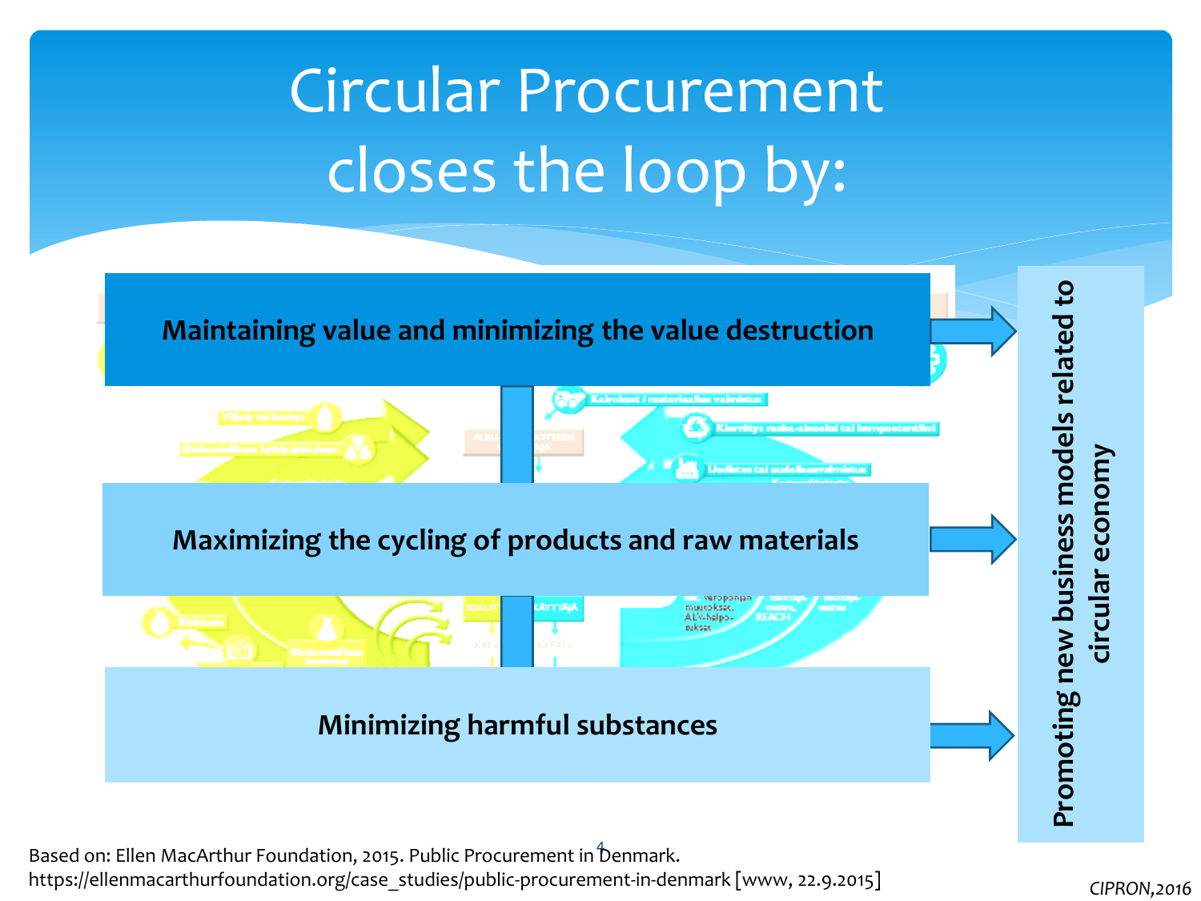# Circular Procurement closes the loop by:

**Maintaining value and minimizing the value destruction**

**Maximizing the cycling of products and raw materials**

**Minimizing harmful substances**

**Promoting new business models related to circular economy**

Based on: Ellen MacArthur Foundation, 2015. Public Procurement in Denmark. https://ellenmacarthurfoundation.org/case_studies/public-procurement-in-denmark [www, 22.9.2015]

*CIPRON,2016*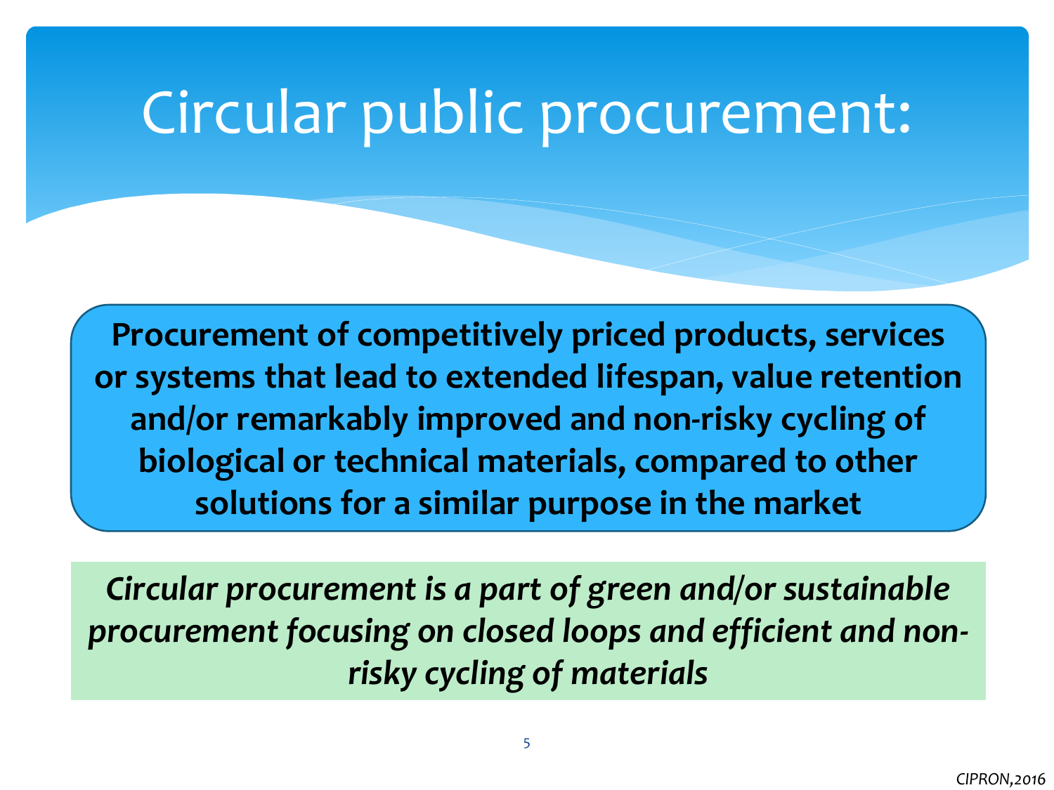# Circular public procurement:

**Procurement of competitively priced products, services or systems that lead to extended lifespan, value retention and/or remarkably improved and non-risky cycling of biological or technical materials, compared to other solutions for a similar purpose in the market**

*Circular procurement is a part of green and/or sustainable procurement focusing on closed loops and efficient and non-risky cycling of materials*

*CIPRON,2016*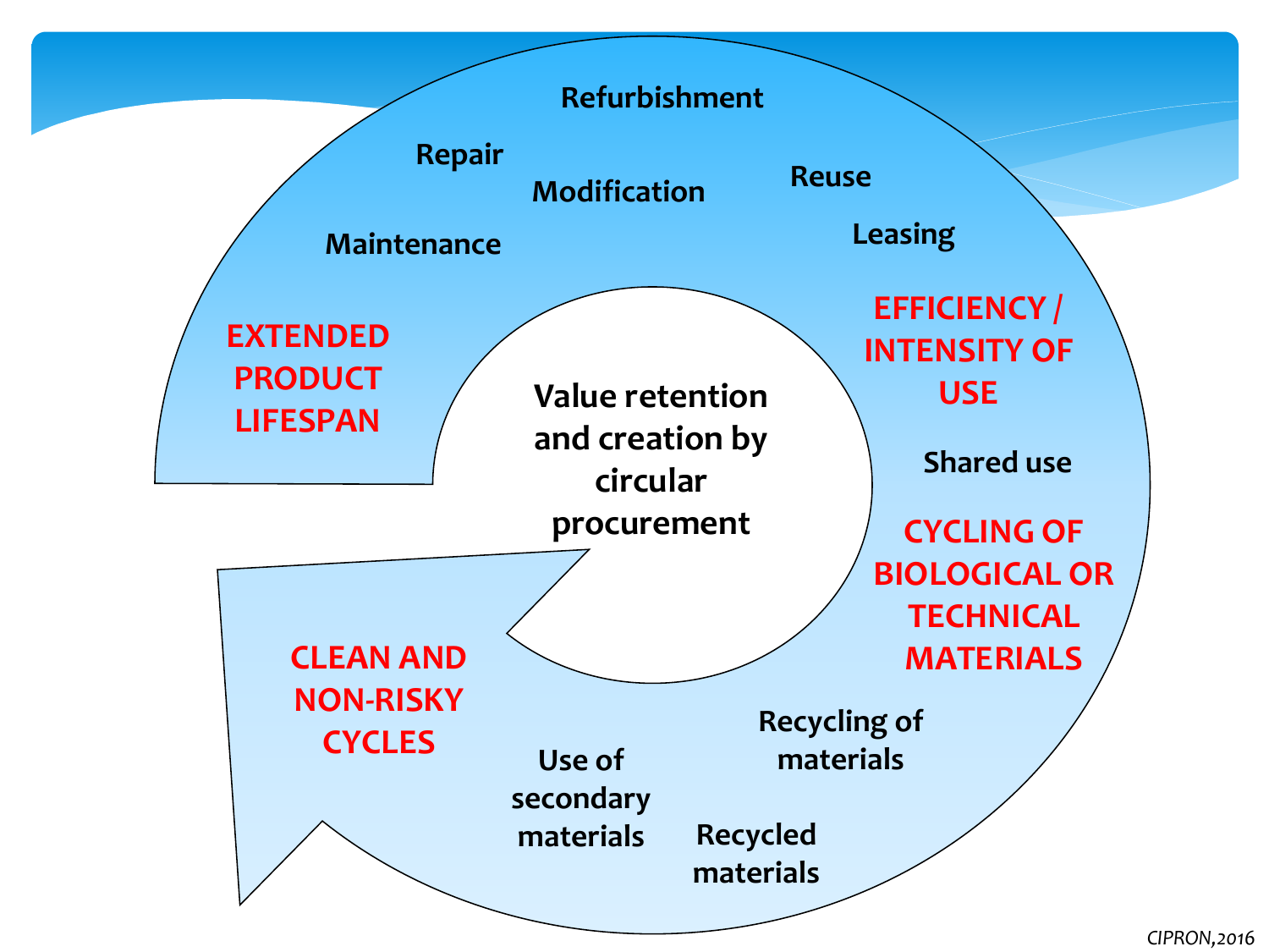Value retention and creation by circular procurement

**EXTENDED PRODUCT LIFESPAN**

- Maintenance
- Repair
- Modification
- Refurbishment
- Reuse
- Leasing

**EFFICIENCY / INTENSITY OF USE**

- Shared use

**CYCLING OF BIOLOGICAL OR TECHNICAL MATERIALS**

- Recycling of materials
- Recycled materials
- Use of secondary materials

**CLEAN AND NON-RISKY CYCLES**

*CIPRON,2016*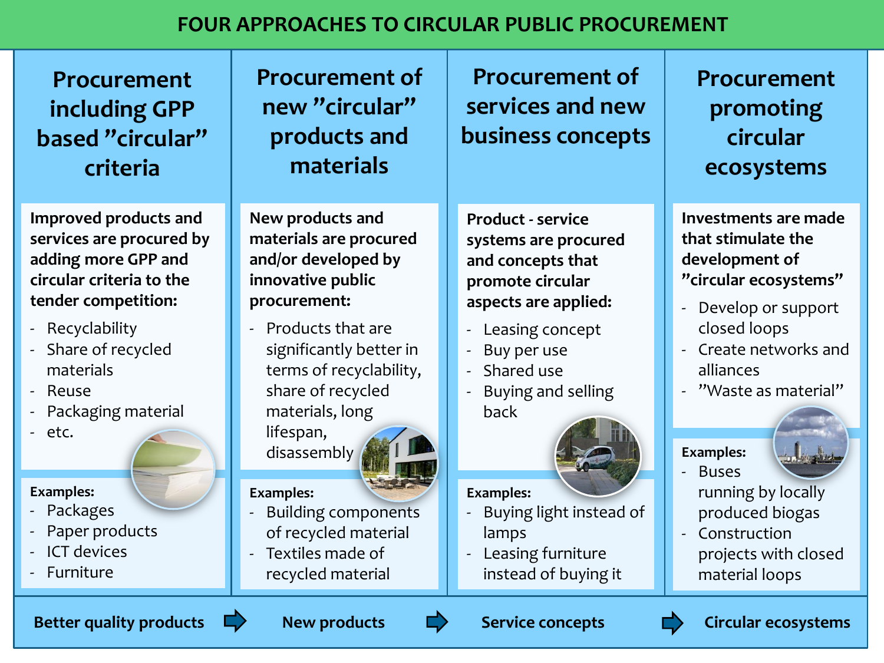# FOUR APPROACHES TO CIRCULAR PUBLIC PROCUREMENT

## Procurement including GPP based ”circular” criteria

**Improved products and services are procured by adding more GPP and circular criteria to the tender competition:**

- Recyclability
- Share of recycled materials
- Reuse
- Packaging material
- etc.

**Examples:**

- Packages
- Paper products
- ICT devices
- Furniture

## Procurement of new ”circular” products and materials

**New products and materials are procured and/or developed by innovative public procurement:**

- Products that are significantly better in terms of recyclability, share of recycled materials, long lifespan, disassembly

**Examples:**

- Building components of recycled material
- Textiles made of recycled material

## Procurement of services and new business concepts

**Product - service systems are procured and concepts that promote circular aspects are applied:**

- Leasing concept
- Buy per use
- Shared use
- Buying and selling back

**Examples:**

- Buying light instead of lamps
- Leasing furniture instead of buying it

## Procurement promoting circular ecosystems

**Investments are made that stimulate the development of ”circular ecosystems”**

- Develop or support closed loops
- Create networks and alliances
- ”Waste as material”

**Examples:**

- Buses running by locally produced biogas
- Construction projects with closed material loops

**Better quality products** → **New products** → **Service concepts** → **Circular ecosystems**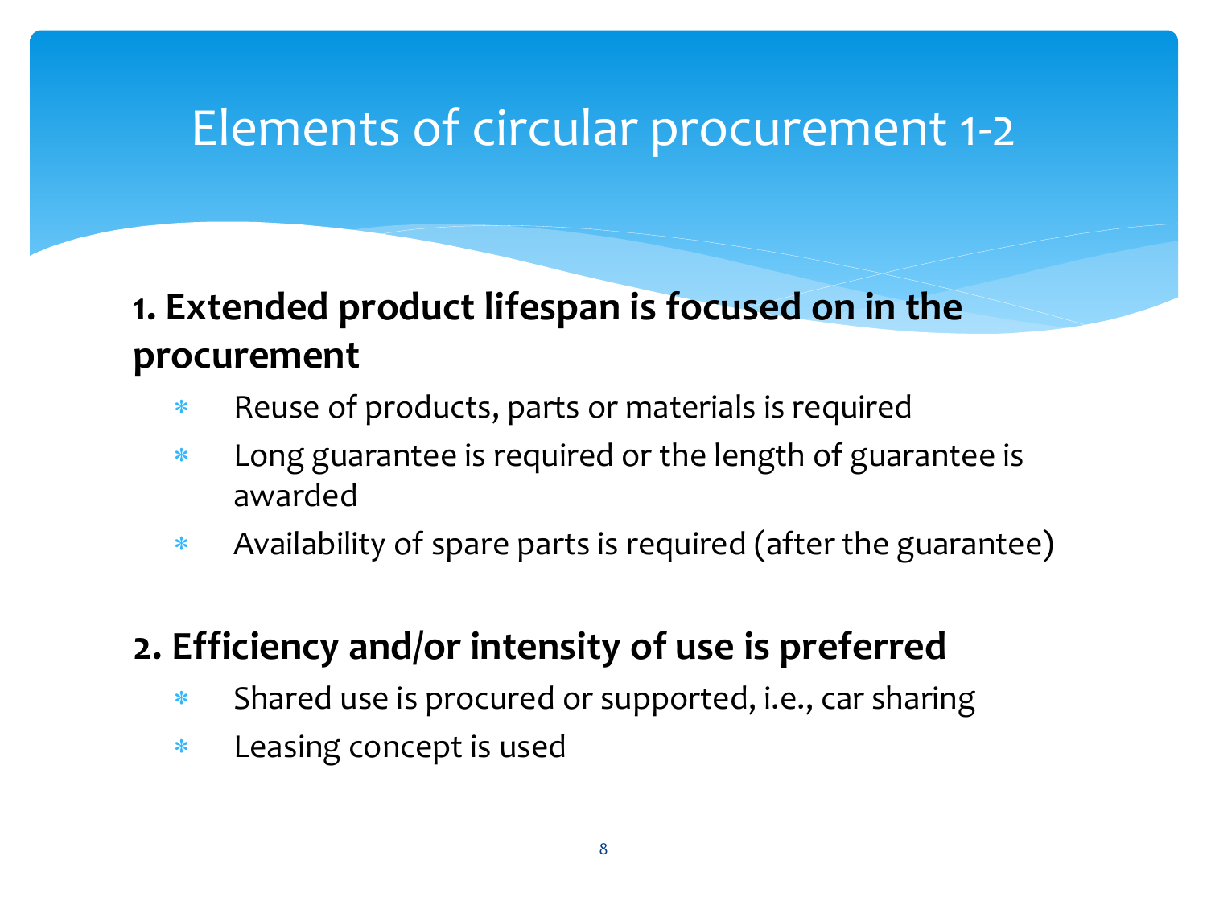# Elements of circular procurement 1-2

**1. Extended product lifespan is focused on in the procurement**

- Reuse of products, parts or materials is required
- Long guarantee is required or the length of guarantee is awarded
- Availability of spare parts is required (after the guarantee)

**2. Efficiency and/or intensity of use is preferred**

- Shared use is procured or supported, i.e., car sharing
- Leasing concept is used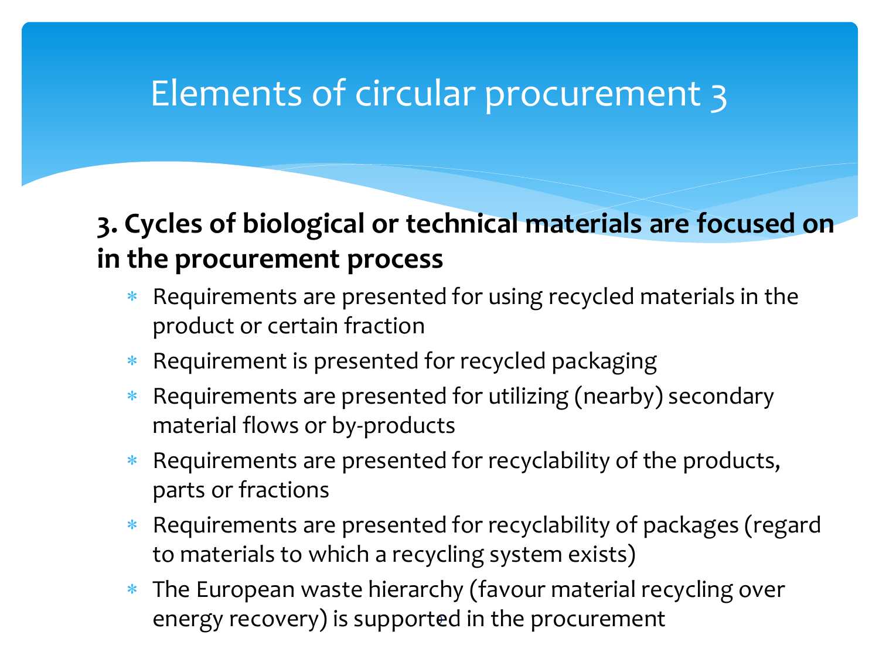# Elements of circular procurement 3

**3. Cycles of biological or technical materials are focused on in the procurement process**

- Requirements are presented for using recycled materials in the product or certain fraction
- Requirement is presented for recycled packaging
- Requirements are presented for utilizing (nearby) secondary material flows or by-products
- Requirements are presented for recyclability of the products, parts or fractions
- Requirements are presented for recyclability of packages (regard to materials to which a recycling system exists)
- The European waste hierarchy (favour material recycling over energy recovery) is supported in the procurement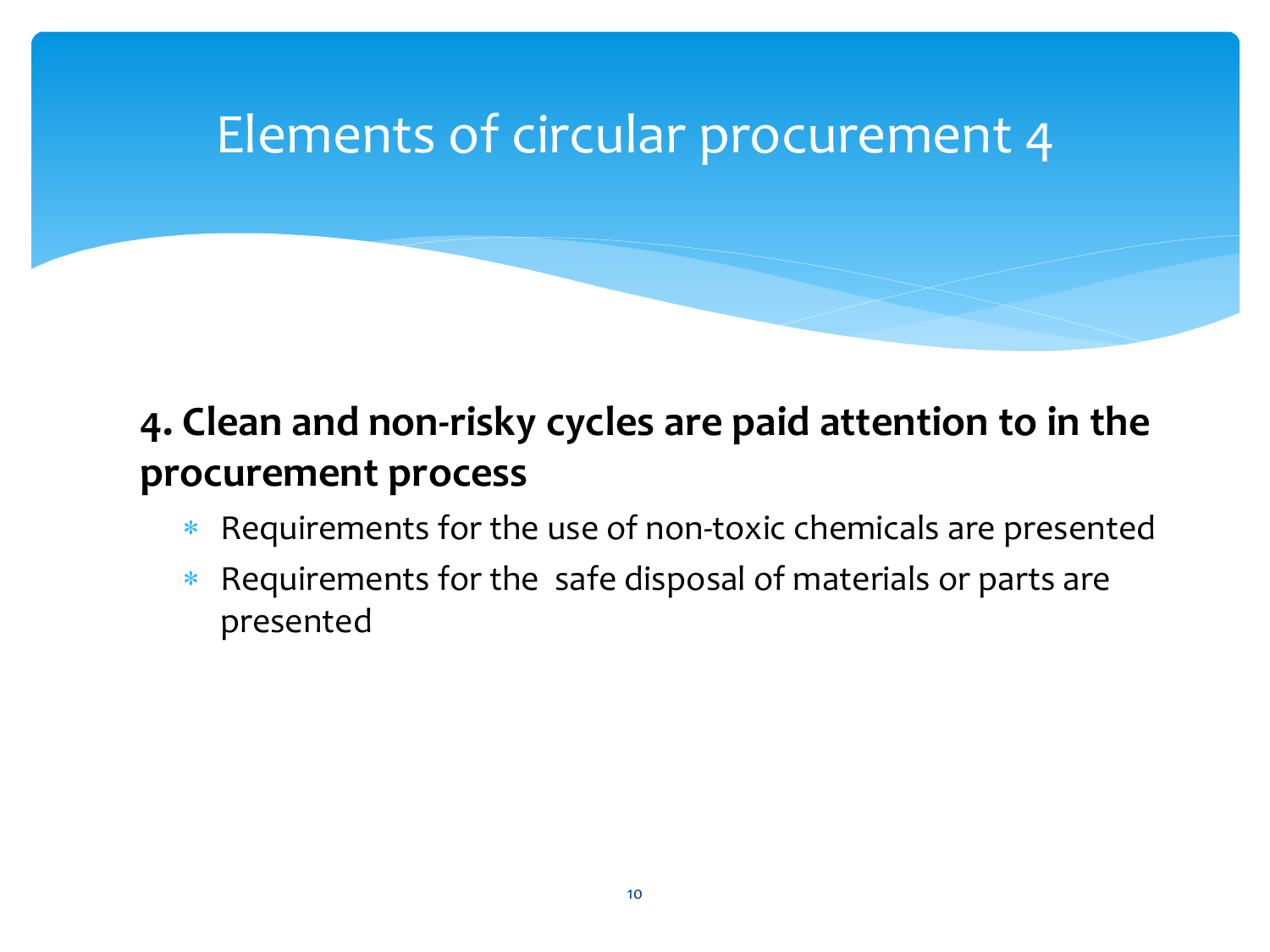# Elements of circular procurement 4

**4. Clean and non-risky cycles are paid attention to in the procurement process**

- Requirements for the use of non-toxic chemicals are presented
- Requirements for the safe disposal of materials or parts are presented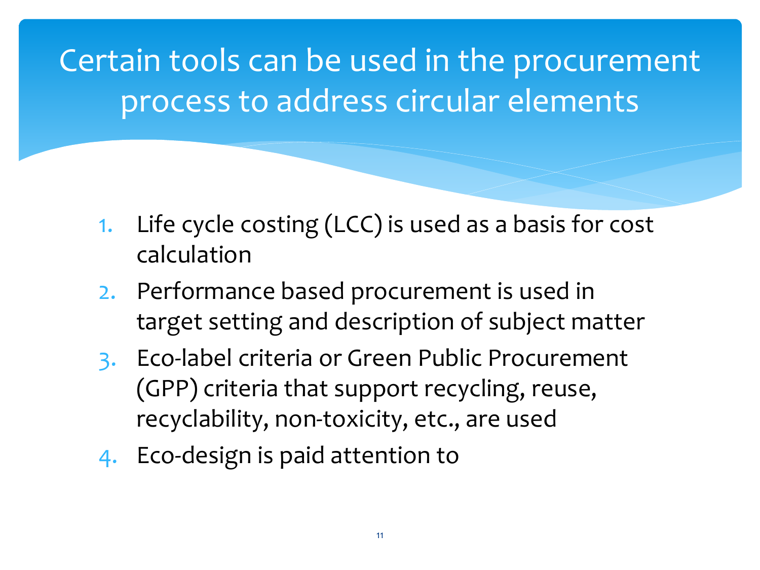# Certain tools can be used in the procurement process to address circular elements

1. Life cycle costing (LCC) is used as a basis for cost calculation
2. Performance based procurement is used in target setting and description of subject matter
3. Eco-label criteria or Green Public Procurement (GPP) criteria that support recycling, reuse, recyclability, non-toxicity, etc., are used
4. Eco-design is paid attention to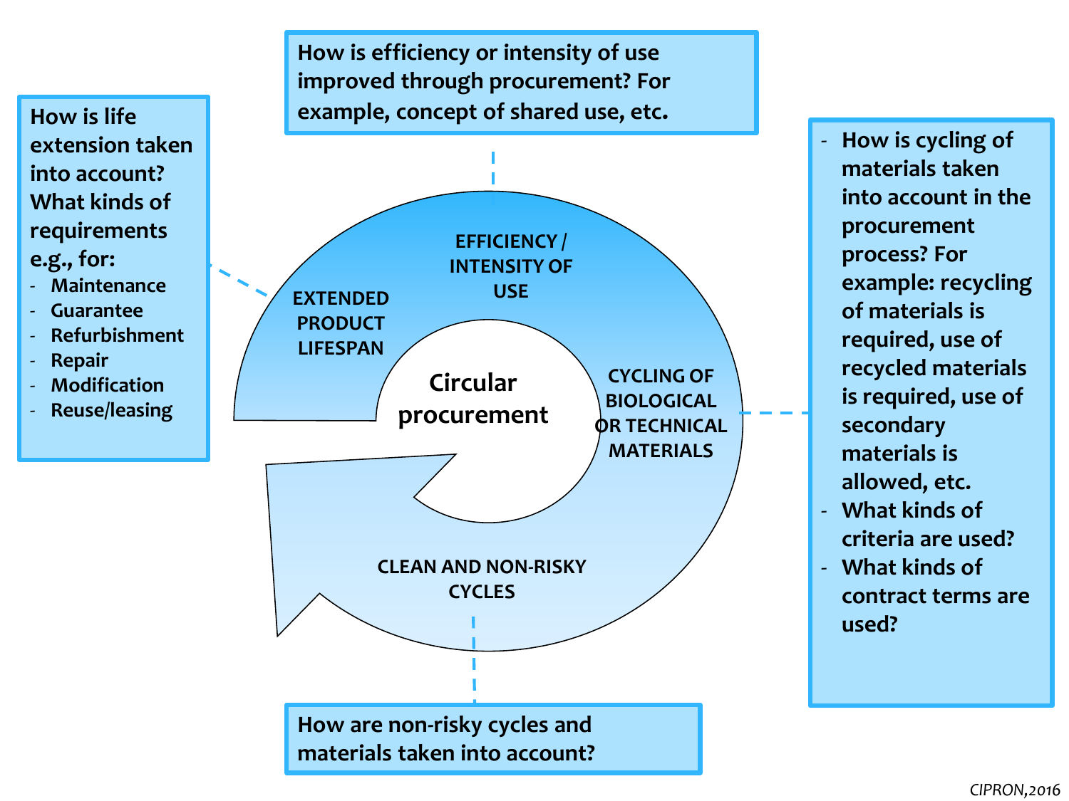How is life extension taken into account? What kinds of requirements e.g., for:

- Maintenance
- Guarantee
- Refurbishment
- Repair
- Modification
- Reuse/leasing

How is efficiency or intensity of use improved through procurement? For example, concept of shared use, etc.

- How is cycling of materials taken into account in the procurement process? For example: recycling of materials is required, use of recycled materials is required, use of secondary materials is allowed, etc.
- What kinds of criteria are used?
- What kinds of contract terms are used?

How are non-risky cycles and materials taken into account?

EXTENDED PRODUCT LIFESPAN

EFFICIENCY / INTENSITY OF USE

CYCLING OF BIOLOGICAL OR TECHNICAL MATERIALS

CLEAN AND NON-RISKY CYCLES

Circular procurement

*CIPRON,2016*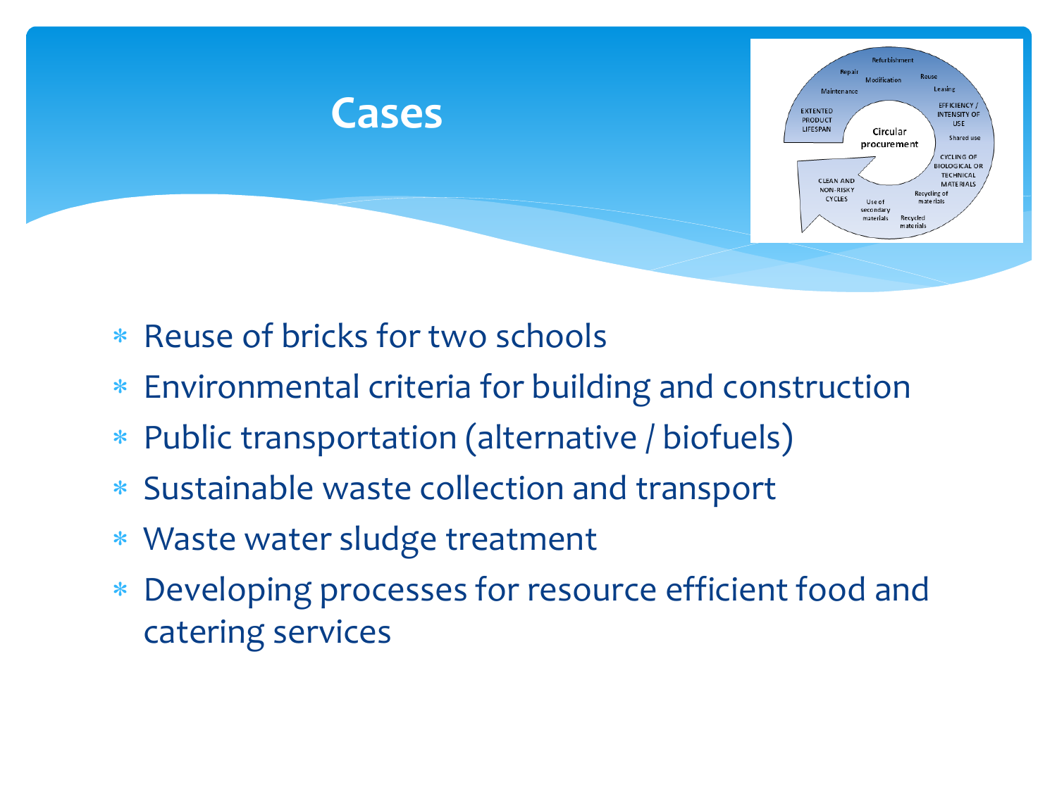# Cases

- Reuse of bricks for two schools
- Environmental criteria for building and construction
- Public transportation (alternative / biofuels)
- Sustainable waste collection and transport
- Waste water sludge treatment
- Developing processes for resource efficient food and catering services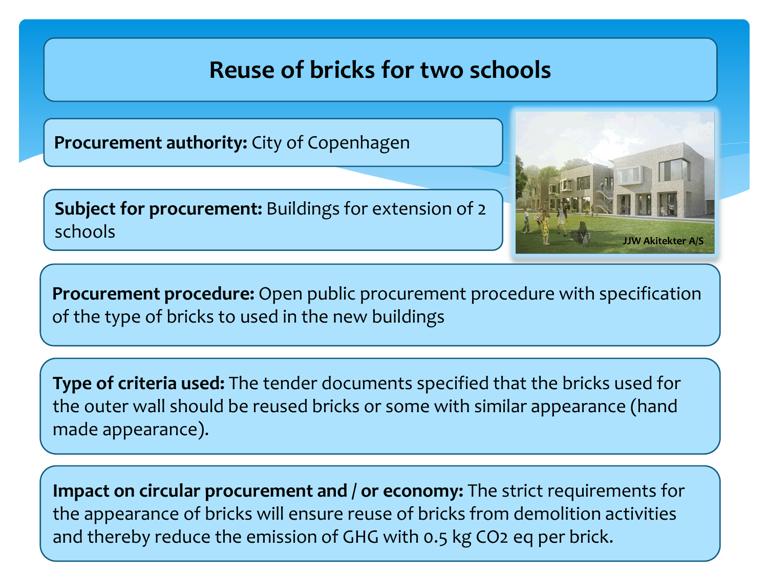# Reuse of bricks for two schools

**Procurement authority:** City of Copenhagen

**Subject for procurement:** Buildings for extension of 2 schools

JJW Akitekter A/S

**Procurement procedure:** Open public procurement procedure with specification of the type of bricks to used in the new buildings

**Type of criteria used:** The tender documents specified that the bricks used for the outer wall should be reused bricks or some with similar appearance (hand made appearance).

**Impact on circular procurement and / or economy:** The strict requirements for the appearance of bricks will ensure reuse of bricks from demolition activities and thereby reduce the emission of GHG with 0.5 kg $CO_2$ eq per brick.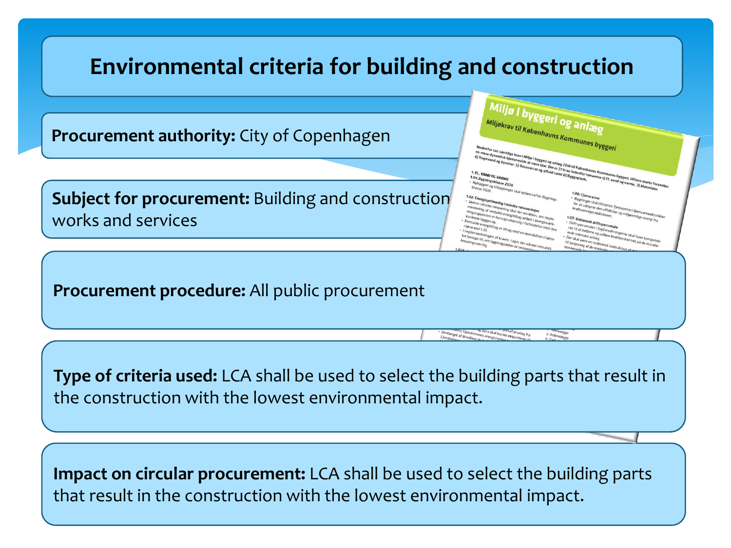# Environmental criteria for building and construction

**Procurement authority:** City of Copenhagen

**Subject for procurement:** Building and construction works and services

**Procurement procedure:** All public procurement

**Type of criteria used:** LCA shall be used to select the building parts that result in the construction with the lowest environmental impact.

**Impact on circular procurement:** LCA shall be used to select the building parts that result in the construction with the lowest environmental impact.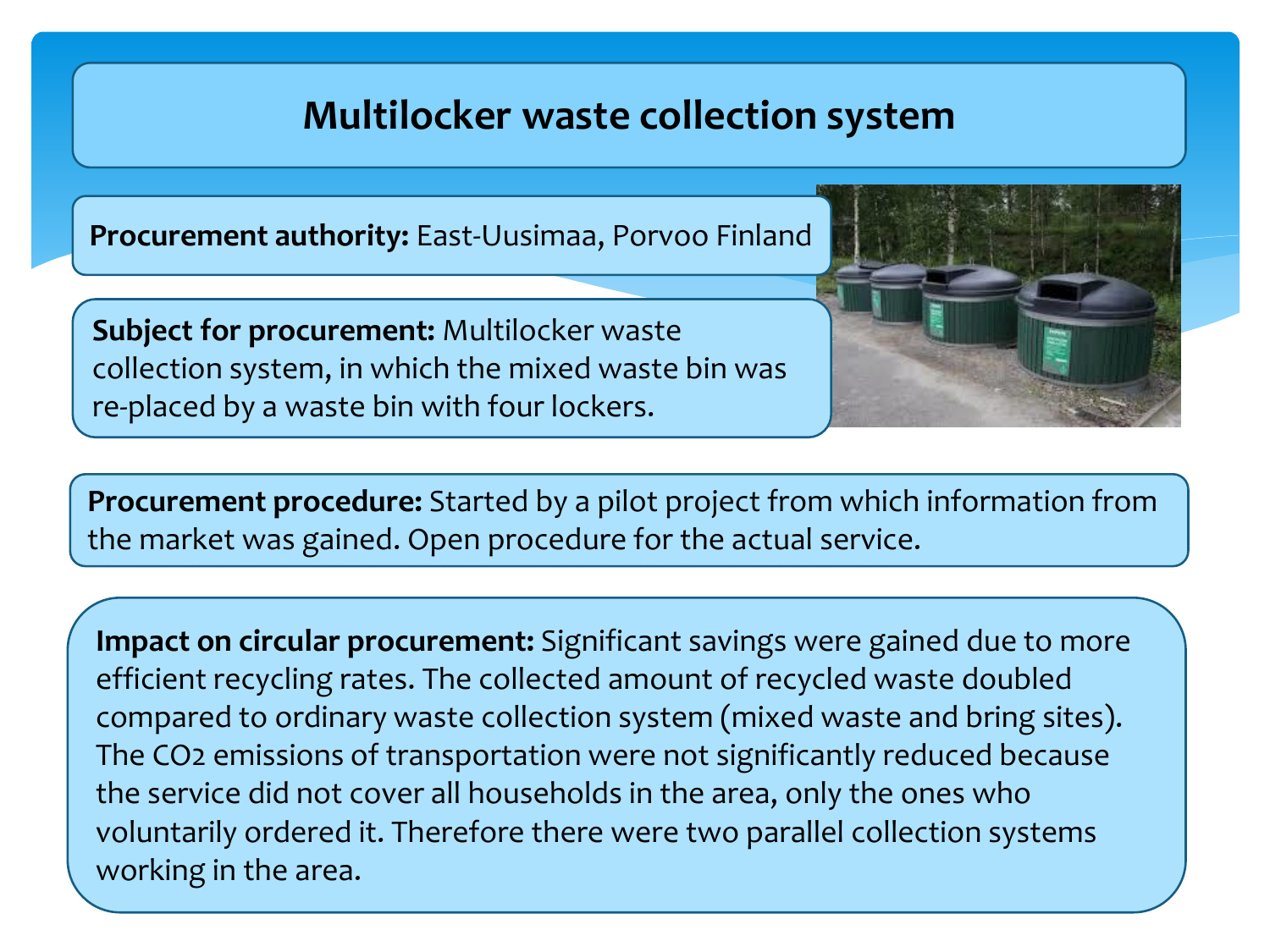# Multilocker waste collection system

**Procurement authority:** East-Uusimaa, Porvoo Finland

**Subject for procurement:** Multilocker waste collection system, in which the mixed waste bin was re-placed by a waste bin with four lockers.

**Procurement procedure:** Started by a pilot project from which information from the market was gained. Open procedure for the actual service.

**Impact on circular procurement:** Significant savings were gained due to more efficient recycling rates. The collected amount of recycled waste doubled compared to ordinary waste collection system (mixed waste and bring sites). The $CO_2$ emissions of transportation were not significantly reduced because the service did not cover all households in the area, only the ones who voluntarily ordered it. Therefore there were two parallel collection systems working in the area.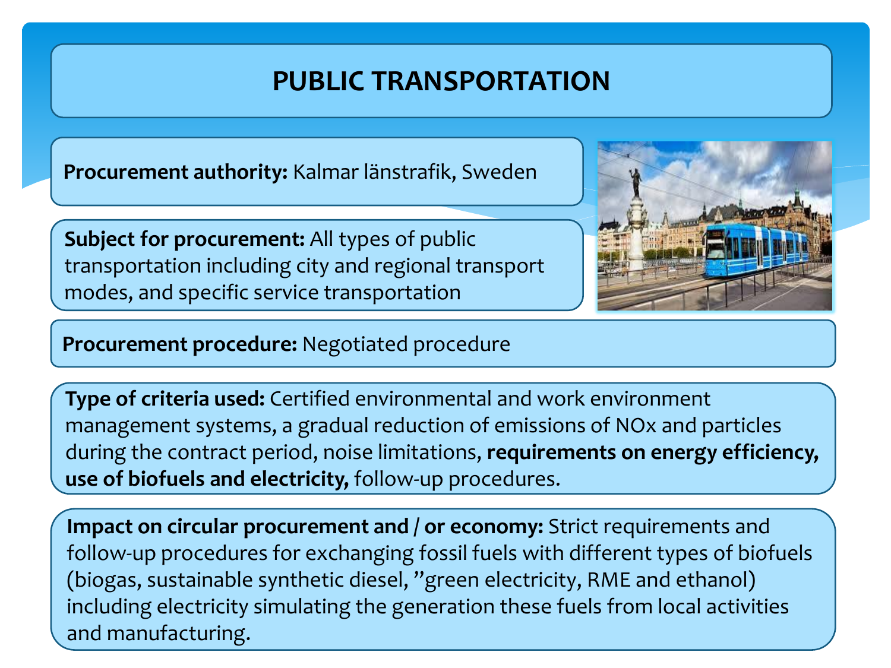# PUBLIC TRANSPORTATION

**Procurement authority:** Kalmar länstrafik, Sweden

**Subject for procurement:** All types of public transportation including city and regional transport modes, and specific service transportation

**Procurement procedure:** Negotiated procedure

**Type of criteria used:** Certified environmental and work environment management systems, a gradual reduction of emissions of NOx and particles during the contract period, noise limitations, **requirements on energy efficiency, use of biofuels and electricity,** follow-up procedures.

**Impact on circular procurement and / or economy:** Strict requirements and follow-up procedures for exchanging fossil fuels with different types of biofuels (biogas, sustainable synthetic diesel, ”green electricity, RME and ethanol) including electricity simulating the generation these fuels from local activities and manufacturing.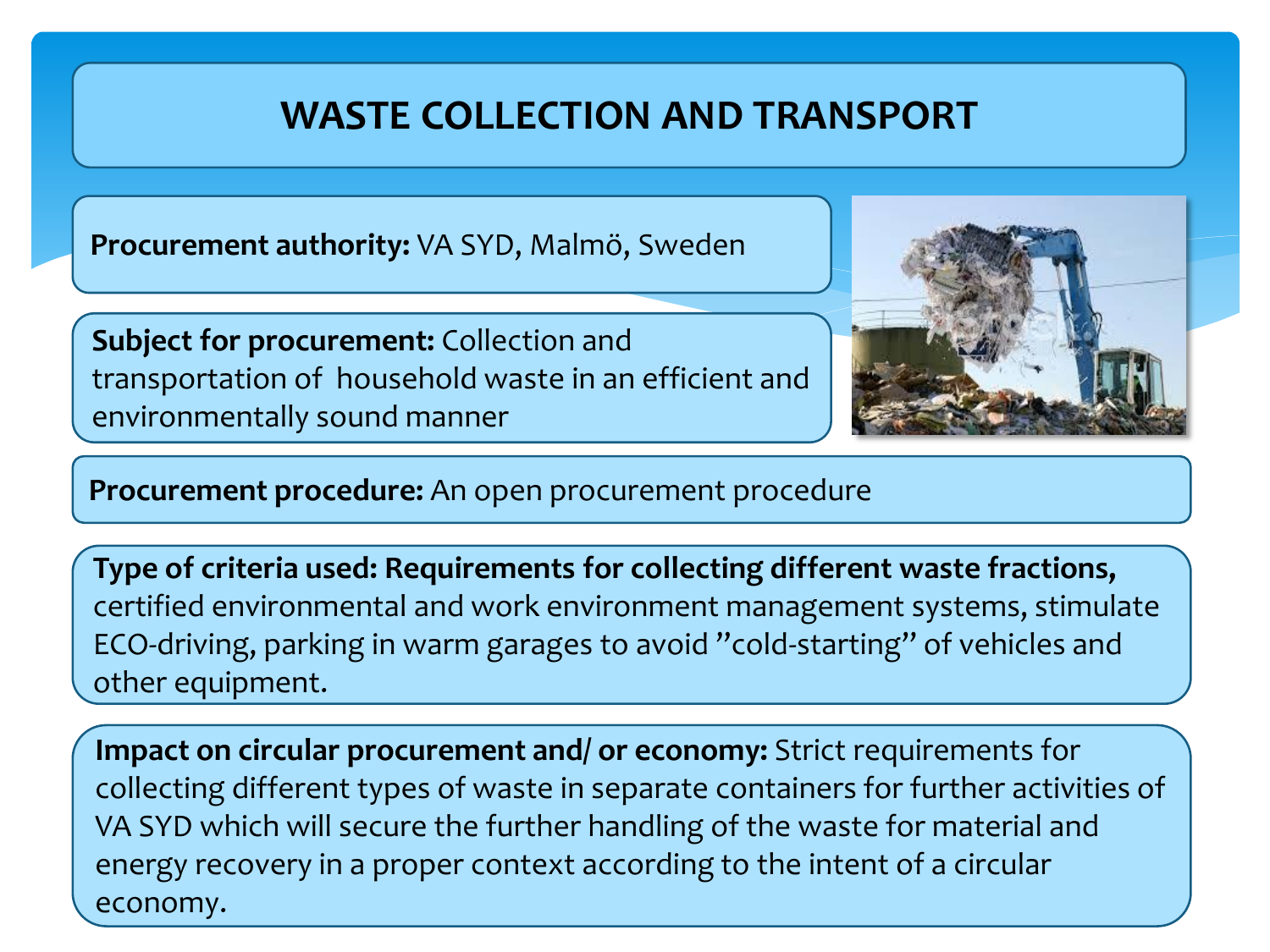# WASTE COLLECTION AND TRANSPORT

**Procurement authority:** VA SYD, Malmö, Sweden

**Subject for procurement:** Collection and transportation of household waste in an efficient and environmentally sound manner

**Procurement procedure:** An open procurement procedure

**Type of criteria used: Requirements for collecting different waste fractions,** certified environmental and work environment management systems, stimulate ECO-driving, parking in warm garages to avoid "cold-starting" of vehicles and other equipment.

**Impact on circular procurement and/ or economy:** Strict requirements for collecting different types of waste in separate containers for further activities of VA SYD which will secure the further handling of the waste for material and energy recovery in a proper context according to the intent of a circular economy.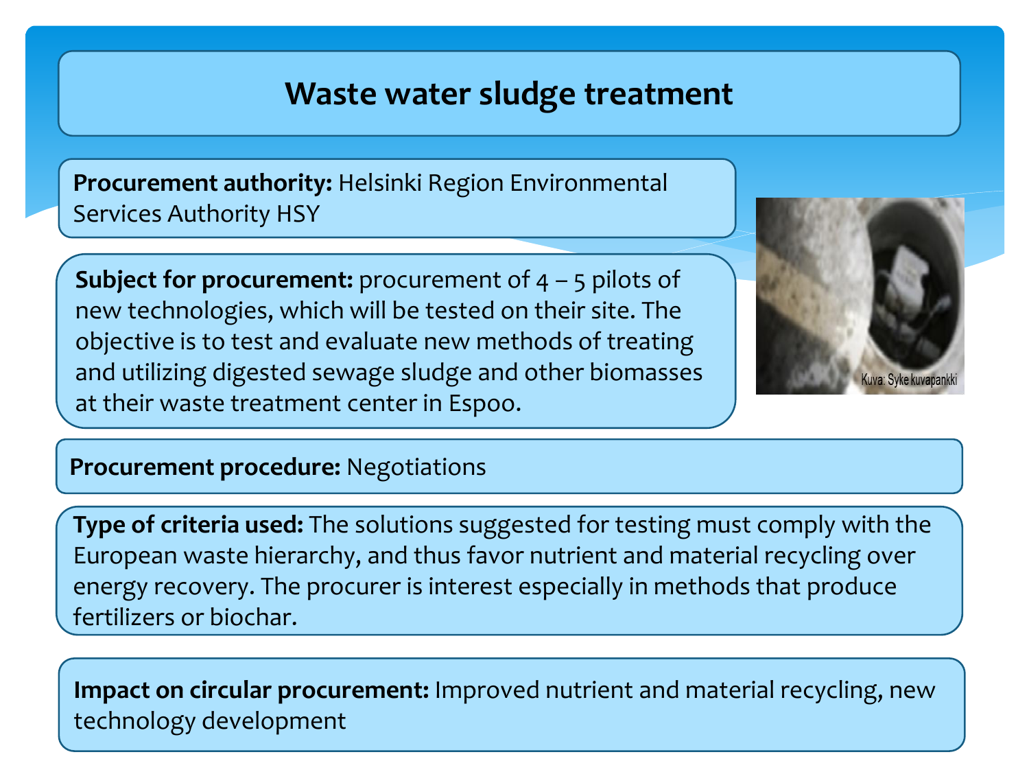# Waste water sludge treatment

**Procurement authority:** Helsinki Region Environmental Services Authority HSY

**Subject for procurement:** procurement of 4 – 5 pilots of new technologies, which will be tested on their site. The objective is to test and evaluate new methods of treating and utilizing digested sewage sludge and other biomasses at their waste treatment center in Espoo.

Kuva: Syke kuvapankki

**Procurement procedure:** Negotiations

**Type of criteria used:** The solutions suggested for testing must comply with the European waste hierarchy, and thus favor nutrient and material recycling over energy recovery. The procurer is interest especially in methods that produce fertilizers or biochar.

**Impact on circular procurement:** Improved nutrient and material recycling, new technology development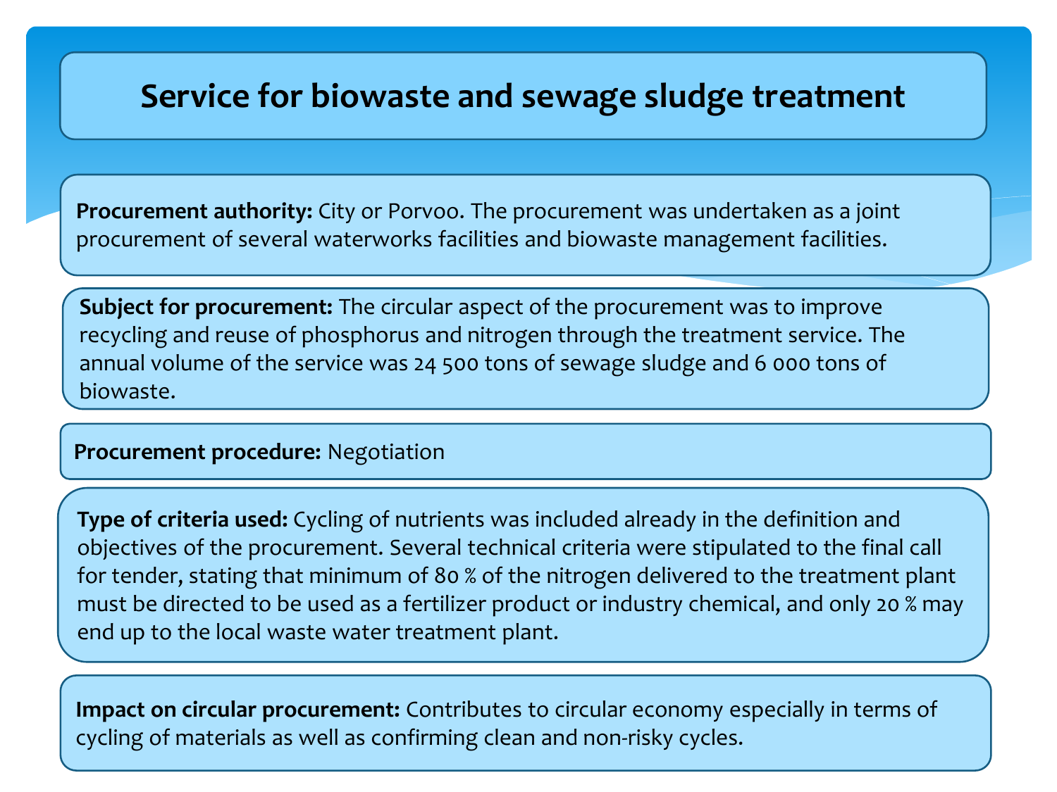# Service for biowaste and sewage sludge treatment

**Procurement authority:** City or Porvoo. The procurement was undertaken as a joint procurement of several waterworks facilities and biowaste management facilities.

**Subject for procurement:** The circular aspect of the procurement was to improve recycling and reuse of phosphorus and nitrogen through the treatment service. The annual volume of the service was 24 500 tons of sewage sludge and 6 000 tons of biowaste.

**Procurement procedure:** Negotiation

**Type of criteria used:** Cycling of nutrients was included already in the definition and objectives of the procurement. Several technical criteria were stipulated to the final call for tender, stating that minimum of 80 % of the nitrogen delivered to the treatment plant must be directed to be used as a fertilizer product or industry chemical, and only 20 % may end up to the local waste water treatment plant.

**Impact on circular procurement:** Contributes to circular economy especially in terms of cycling of materials as well as confirming clean and non-risky cycles.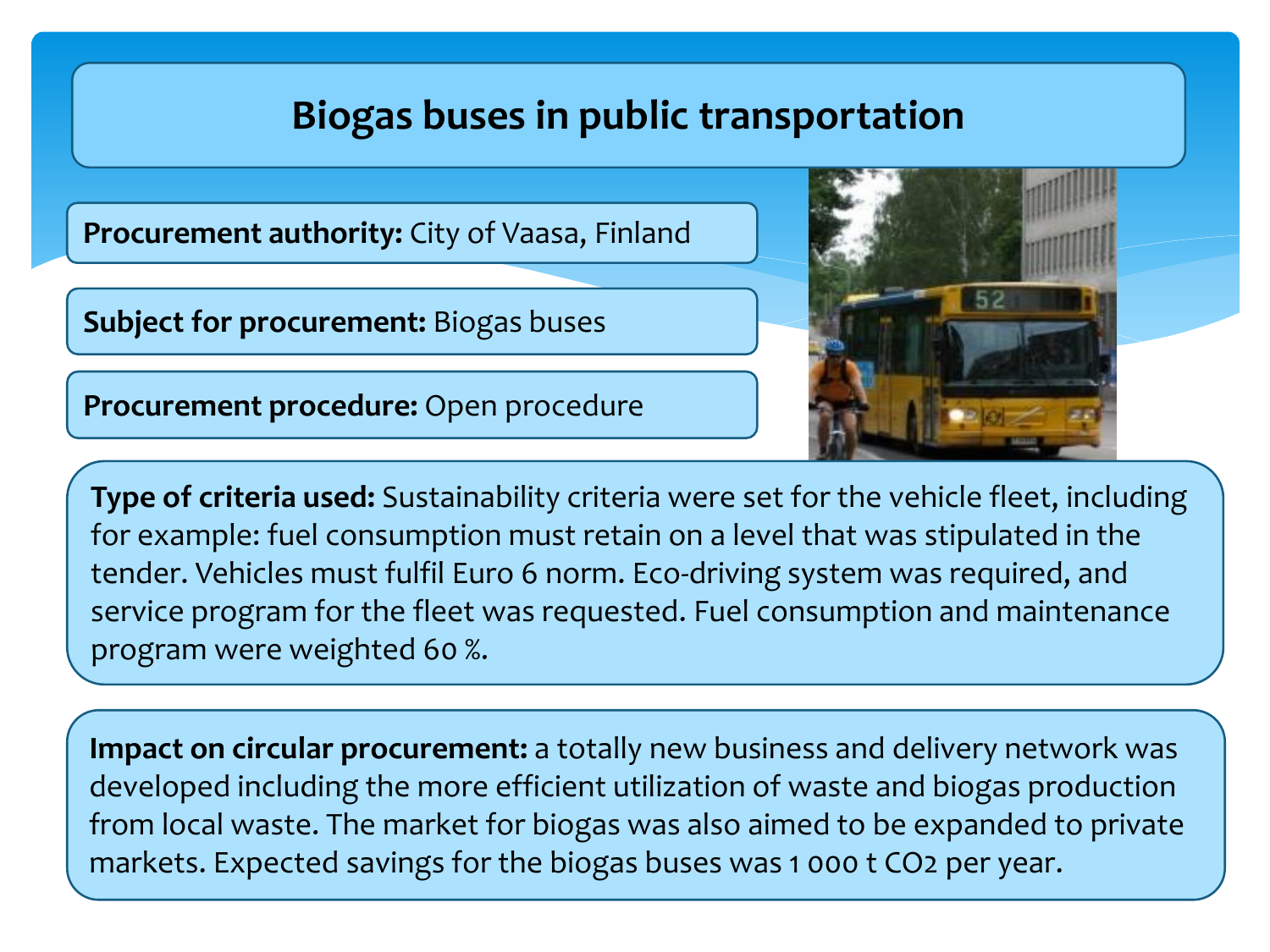# Biogas buses in public transportation

**Procurement authority:** City of Vaasa, Finland

**Subject for procurement:** Biogas buses

**Procurement procedure:** Open procedure

**Type of criteria used:** Sustainability criteria were set for the vehicle fleet, including for example: fuel consumption must retain on a level that was stipulated in the tender. Vehicles must fulfil Euro 6 norm. Eco-driving system was required, and service program for the fleet was requested. Fuel consumption and maintenance program were weighted 60 %.

**Impact on circular procurement:** a totally new business and delivery network was developed including the more efficient utilization of waste and biogas production from local waste. The market for biogas was also aimed to be expanded to private markets. Expected savings for the biogas buses was 1 000 t $CO_2$ per year.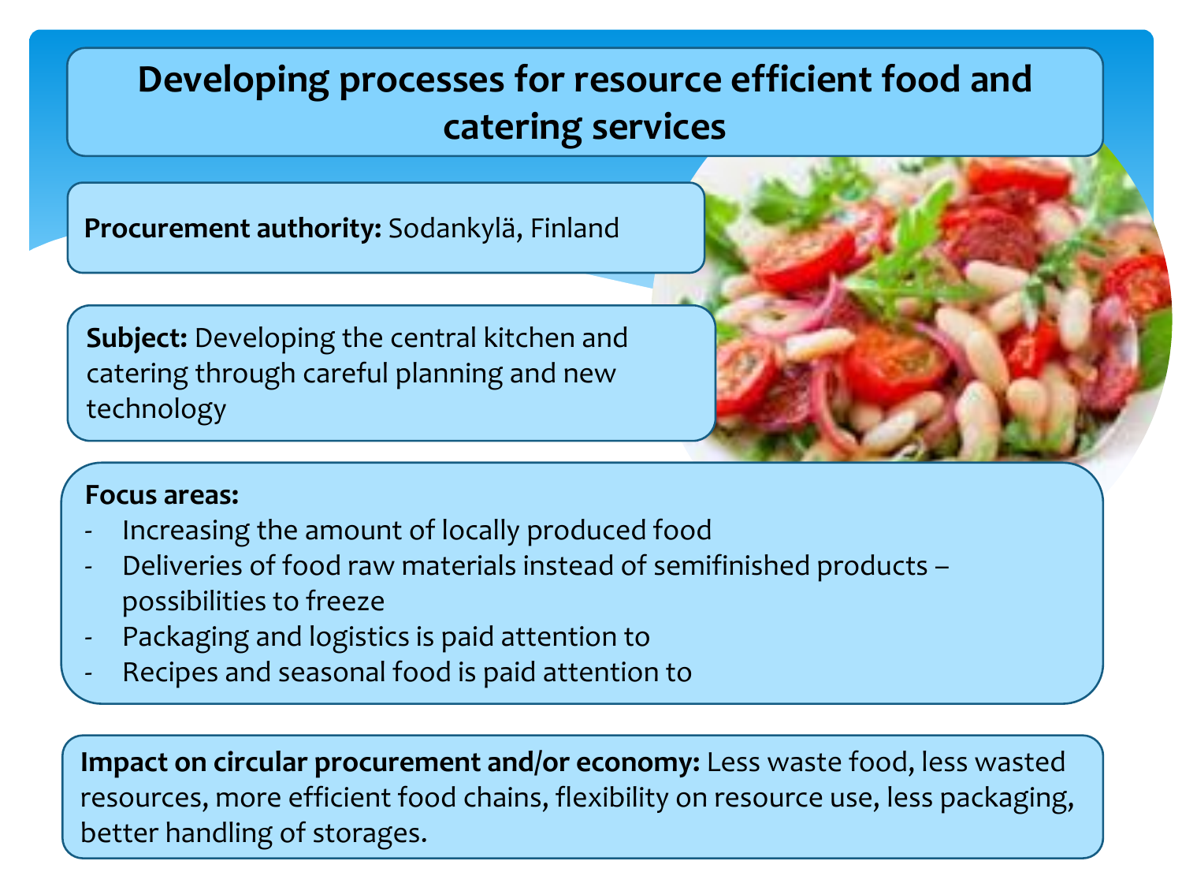# Developing processes for resource efficient food and catering services

**Procurement authority:** Sodankylä, Finland

**Subject:** Developing the central kitchen and catering through careful planning and new technology

**Focus areas:**

- Increasing the amount of locally produced food
- Deliveries of food raw materials instead of semifinished products – possibilities to freeze
- Packaging and logistics is paid attention to
- Recipes and seasonal food is paid attention to

**Impact on circular procurement and/or economy:** Less waste food, less wasted resources, more efficient food chains, flexibility on resource use, less packaging, better handling of storages.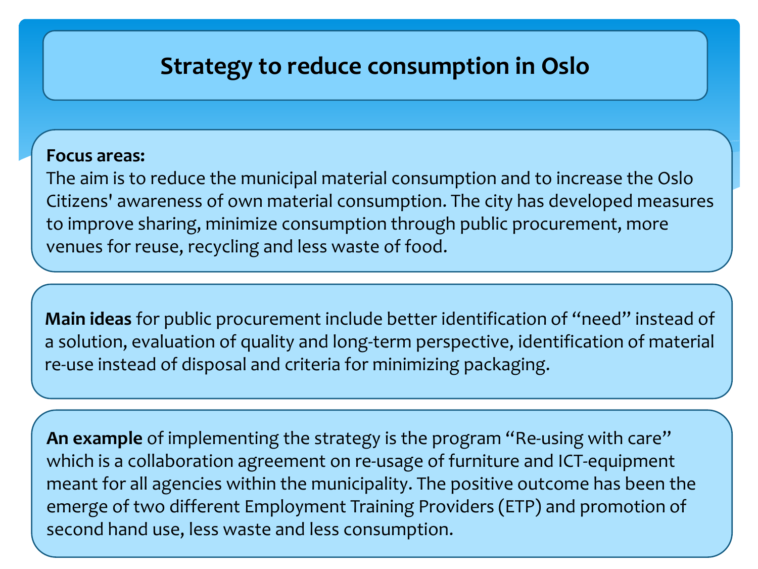# Strategy to reduce consumption in Oslo

**Focus areas:**
The aim is to reduce the municipal material consumption and to increase the Oslo Citizens' awareness of own material consumption. The city has developed measures to improve sharing, minimize consumption through public procurement, more venues for reuse, recycling and less waste of food.

**Main ideas** for public procurement include better identification of "need" instead of a solution, evaluation of quality and long-term perspective, identification of material re-use instead of disposal and criteria for minimizing packaging.

**An example** of implementing the strategy is the program "Re-using with care" which is a collaboration agreement on re-usage of furniture and ICT-equipment meant for all agencies within the municipality. The positive outcome has been the emerge of two different Employment Training Providers (ETP) and promotion of second hand use, less waste and less consumption.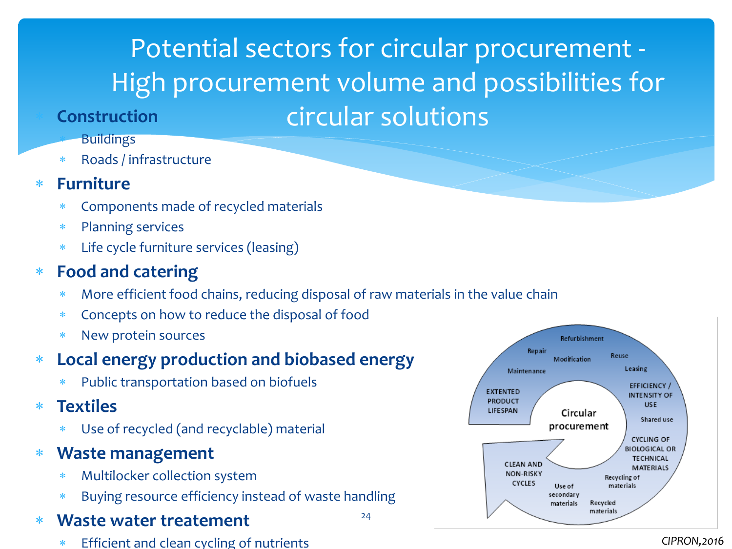# Potential sectors for circular procurement - High procurement volume and possibilities for circular solutions

- **Construction**
  - Buildings
  - Roads / infrastructure
- **Furniture**
  - Components made of recycled materials
  - Planning services
  - Life cycle furniture services (leasing)
- **Food and catering**
  - More efficient food chains, reducing disposal of raw materials in the value chain
  - Concepts on how to reduce the disposal of food
  - New protein sources
- **Local energy production and biobased energy**
  - Public transportation based on biofuels
- **Textiles**
  - Use of recycled (and recyclable) material
- **Waste management**
  - Multilocker collection system
  - Buying resource efficiency instead of waste handling
- **Waste water treatement**
  - Efficient and clean cycling of nutrients

Circular procurement: EXTENTED PRODUCT LIFESPAN (Maintenance, Repair, Modification, Refurbishment); EFFICIENCY / INTENSITY OF USE (Reuse, Leasing, Shared use); CYCLING OF BIOLOGICAL OR TECHNICAL MATERIALS (Recycling of materials, Recycled materials, Use of secondary materials); CLEAN AND NON-RISKY CYCLES

*CIPRON,2016*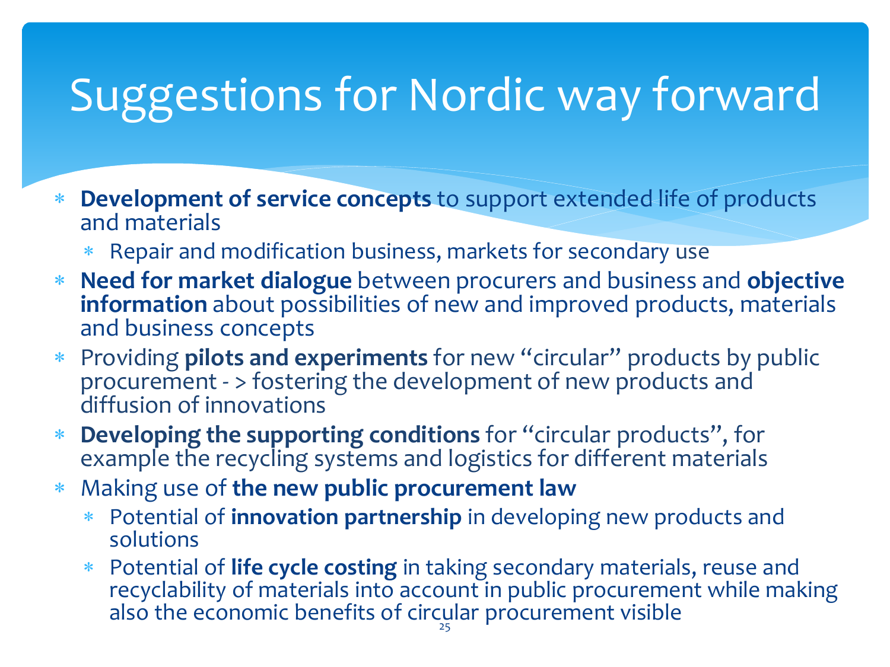# Suggestions for Nordic way forward

- **Development of service concepts** to support extended life of products and materials
  - Repair and modification business, markets for secondary use
- **Need for market dialogue** between procurers and business and **objective information** about possibilities of new and improved products, materials and business concepts
- Providing **pilots and experiments** for new "circular" products by public procurement - > fostering the development of new products and diffusion of innovations
- **Developing the supporting conditions** for "circular products", for example the recycling systems and logistics for different materials
- Making use of **the new public procurement law**
  - Potential of **innovation partnership** in developing new products and solutions
  - Potential of **life cycle costing** in taking secondary materials, reuse and recyclability of materials into account in public procurement while making also the economic benefits of circular procurement visible